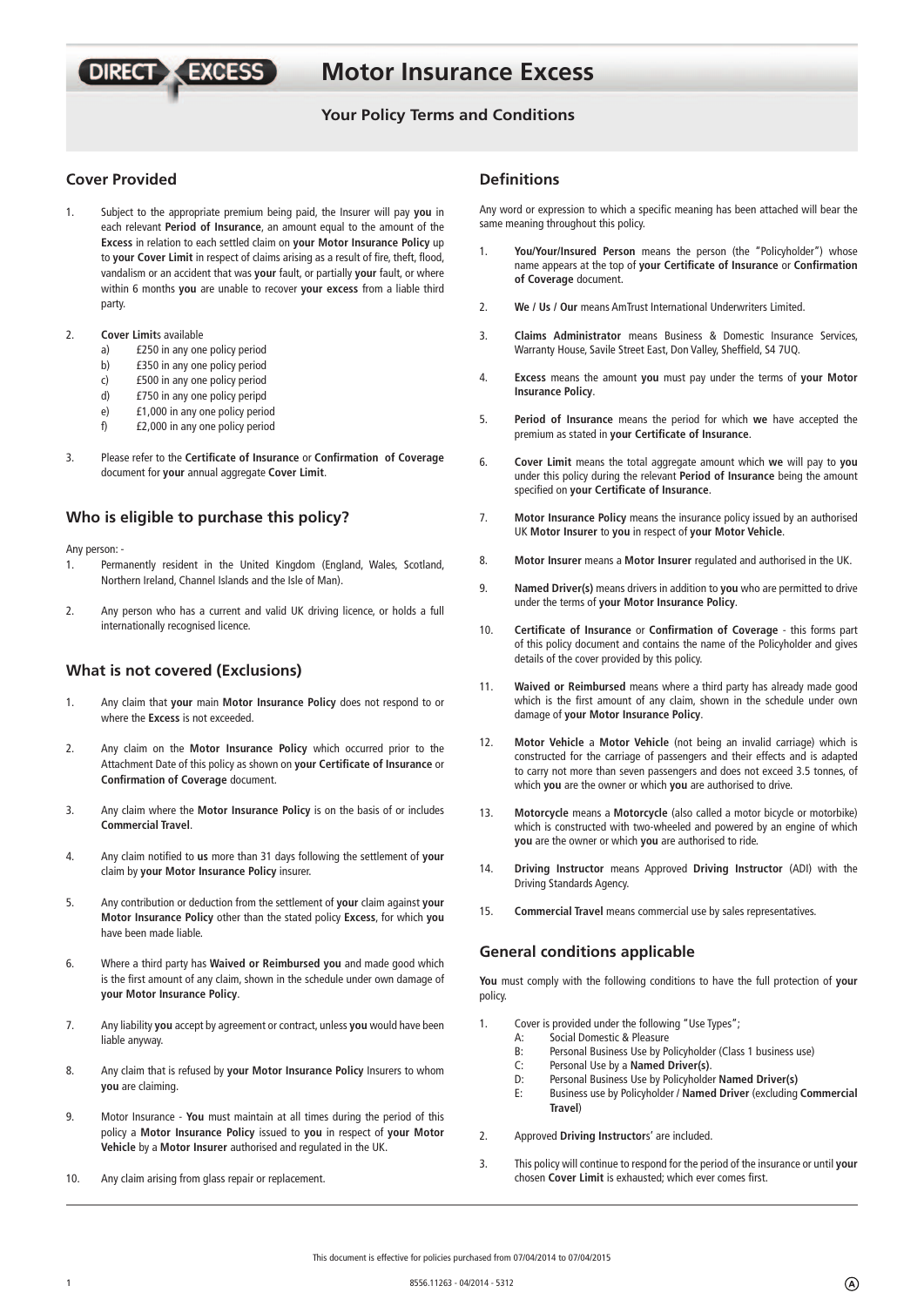# Motor Insurance Excess

## Your Policy Terms and Conditions

### Cover Provided

1. Subject to the appropriate premium being paid, the Insurer will pay **you** in each relevant **Period of Insurance**, an amount equal to the amount of the **Excess** in relation to each settled claim on **your Motor Insurance Policy** up to **your Cover Limit** in respect of claims arising as a result of fire, theft, flood, vandalism or an accident that was **your** fault, or partially **your** fault, or where within 6 months **you** are unable to recover **your excess** from a liable third party.

2. **Cover Limit**s available
   a) £250 in any one policy period
   b) £350 in any one policy period
   c) £500 in any one policy period
   d) £750 in any one policy period
   e) £1,000 in any one policy period
   f) £2,000 in any one policy period

3. Please refer to the **Certificate of Insurance** or **Confirmation of Coverage** document for **your** annual aggregate **Cover Limit**.

### Who is eligible to purchase this policy?

Any person: -

1. Permanently resident in the United Kingdom (England, Wales, Scotland, Northern Ireland, Channel Islands and the Isle of Man).

2. Any person who has a current and valid UK driving licence, or holds a full internationally recognised licence.

### What is not covered (Exclusions)

1. Any claim that **your** main **Motor Insurance Policy** does not respond to or where the **Excess** is not exceeded.

2. Any claim on the **Motor Insurance Policy** which occurred prior to the Attachment Date of this policy as shown on **your Certificate of Insurance** or **Confirmation of Coverage** document.

3. Any claim where the **Motor Insurance Policy** is on the basis of or includes **Commercial Travel**.

4. Any claim notified to **us** more than 31 days following the settlement of **your** claim by **your Motor Insurance Policy** insurer.

5. Any contribution or deduction from the settlement of **your** claim against **your Motor Insurance Policy** other than the stated policy **Excess**, for which **you** have been made liable.

6. Where a third party has **Waived or Reimbursed you** and made good which is the first amount of any claim, shown in the schedule under own damage of **your Motor Insurance Policy**.

7. Any liability **you** accept by agreement or contract, unless **you** would have been liable anyway.

8. Any claim that is refused by **your Motor Insurance Policy** Insurers to whom **you** are claiming.

9. Motor Insurance - **You** must maintain at all times during the period of this policy a **Motor Insurance Policy** issued to **you** in respect of **your Motor Vehicle** by a **Motor Insurer** authorised and regulated in the UK.

10. Any claim arising from glass repair or replacement.

### Definitions

Any word or expression to which a specific meaning has been attached will bear the same meaning throughout this policy.

1. **You/Your/Insured Person** means the person (the "Policyholder") whose name appears at the top of **your Certificate of Insurance** or **Confirmation of Coverage** document.

2. **We / Us / Our** means AmTrust International Underwriters Limited.

3. **Claims Administrator** means Business & Domestic Insurance Services, Warranty House, Savile Street East, Don Valley, Sheffield, S4 7UQ.

4. **Excess** means the amount **you** must pay under the terms of **your Motor Insurance Policy**.

5. **Period of Insurance** means the period for which **we** have accepted the premium as stated in **your Certificate of Insurance**.

6. **Cover Limit** means the total aggregate amount which **we** will pay to **you** under this policy during the relevant **Period of Insurance** being the amount specified on **your Certificate of Insurance**.

7. **Motor Insurance Policy** means the insurance policy issued by an authorised UK **Motor Insurer** to **you** in respect of **your Motor Vehicle**.

8. **Motor Insurer** means a **Motor Insurer** regulated and authorised in the UK.

9. **Named Driver(s)** means drivers in addition to **you** who are permitted to drive under the terms of **your Motor Insurance Policy**.

10. **Certificate of Insurance** or **Confirmation of Coverage** - this forms part of this policy document and contains the name of the Policyholder and gives details of the cover provided by this policy.

11. **Waived or Reimbursed** means where a third party has already made good which is the first amount of any claim, shown in the schedule under own damage of **your Motor Insurance Policy**.

12. **Motor Vehicle** a **Motor Vehicle** (not being an invalid carriage) which is constructed for the carriage of passengers and their effects and is adapted to carry not more than seven passengers and does not exceed 3.5 tonnes, of which **you** are the owner or which **you** are authorised to drive.

13. **Motorcycle** means a **Motorcycle** (also called a motor bicycle or motorbike) which is constructed with two-wheeled and powered by an engine of which **you** are the owner or which **you** are authorised to ride.

14. **Driving Instructor** means Approved **Driving Instructor** (ADI) with the Driving Standards Agency.

15. **Commercial Travel** means commercial use by sales representatives.

### General conditions applicable

**You** must comply with the following conditions to have the full protection of **your** policy.

1. Cover is provided under the following "Use Types";
   A: Social Domestic & Pleasure
   B: Personal Business Use by Policyholder (Class 1 business use)
   C: Personal Use by a **Named Driver(s)**.
   D: Personal Business Use by Policyholder **Named Driver(s)**
   E: Business use by Policyholder / **Named Driver** (excluding **Commercial Travel**)

2. Approved **Driving Instructor**s' are included.

3. This policy will continue to respond for the period of the insurance or until **your** chosen **Cover Limit** is exhausted; which ever comes first.

This document is effective for policies purchased from 07/04/2014 to 07/04/2015

8556.11263 - 04/2014 - 5312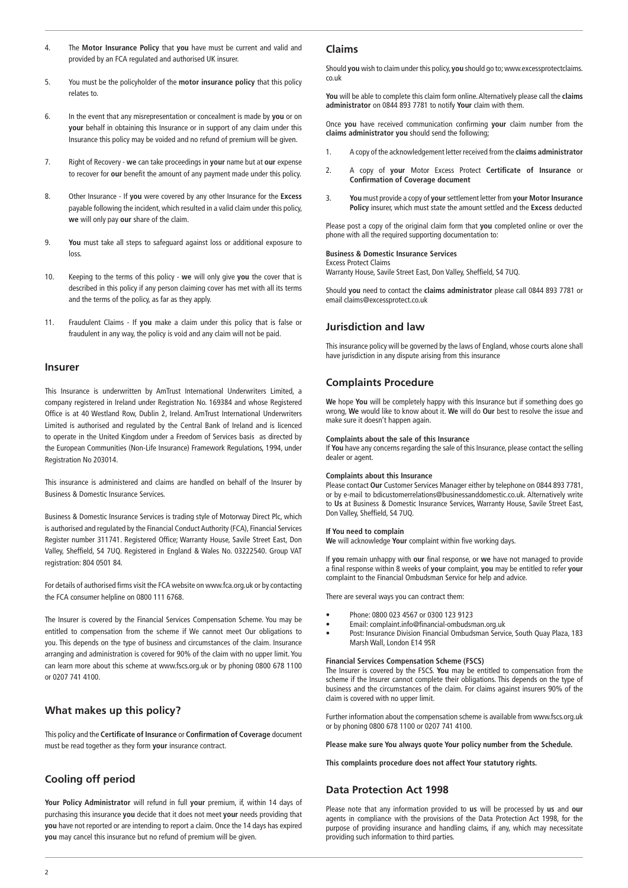4. The **Motor Insurance Policy** that **you** have must be current and valid and provided by an FCA regulated and authorised UK insurer.

5. You must be the policyholder of the **motor insurance policy** that this policy relates to.

6. In the event that any misrepresentation or concealment is made by **you** or on **your** behalf in obtaining this Insurance or in support of any claim under this Insurance this policy may be voided and no refund of premium will be given.

7. Right of Recovery - **we** can take proceedings in **your** name but at **our** expense to recover for **our** benefit the amount of any payment made under this policy.

8. Other Insurance - If **you** were covered by any other Insurance for the **Excess** payable following the incident, which resulted in a valid claim under this policy, **we** will only pay **our** share of the claim.

9. **You** must take all steps to safeguard against loss or additional exposure to loss.

10. Keeping to the terms of this policy - **we** will only give **you** the cover that is described in this policy if any person claiming cover has met with all its terms and the terms of the policy, as far as they apply.

11. Fraudulent Claims - If **you** make a claim under this policy that is false or fraudulent in any way, the policy is void and any claim will not be paid.

## Insurer

This Insurance is underwritten by AmTrust International Underwriters Limited, a company registered in Ireland under Registration No. 169384 and whose Registered Office is at 40 Westland Row, Dublin 2, Ireland. AmTrust International Underwriters Limited is authorised and regulated by the Central Bank of Ireland and is licenced to operate in the United Kingdom under a Freedom of Services basis as directed by the European Communities (Non-Life Insurance) Framework Regulations, 1994, under Registration No 203014.

This insurance is administered and claims are handled on behalf of the Insurer by Business & Domestic Insurance Services.

Business & Domestic Insurance Services is trading style of Motorway Direct Plc, which is authorised and regulated by the Financial Conduct Authority (FCA), Financial Services Register number 311741. Registered Office; Warranty House, Savile Street East, Don Valley, Sheffield, S4 7UQ. Registered in England & Wales No. 03222540. Group VAT registration: 804 0501 84.

For details of authorised firms visit the FCA website on www.fca.org.uk or by contacting the FCA consumer helpline on 0800 111 6768.

The Insurer is covered by the Financial Services Compensation Scheme. You may be entitled to compensation from the scheme if We cannot meet Our obligations to you. This depends on the type of business and circumstances of the claim. Insurance arranging and administration is covered for 90% of the claim with no upper limit. You can learn more about this scheme at www.fscs.org.uk or by phoning 0800 678 1100 or 0207 741 4100.

## What makes up this policy?

This policy and the **Certificate of Insurance** or **Confirmation of Coverage** document must be read together as they form **your** insurance contract.

## Cooling off period

**Your Policy Administrator** will refund in full **your** premium, if, within 14 days of purchasing this insurance **you** decide that it does not meet **your** needs providing that **you** have not reported or are intending to report a claim. Once the 14 days has expired **you** may cancel this insurance but no refund of premium will be given.

## Claims

Should **you** wish to claim under this policy, **you** should go to; www.excessprotectclaims.co.uk

**You** will be able to complete this claim form online. Alternatively please call the **claims administrator** on 0844 893 7781 to notify **Your** claim with them.

Once **you** have received communication confirming **your** claim number from the **claims administrator you** should send the following;

1. A copy of the acknowledgement letter received from the **claims administrator**

2. A copy of **your** Motor Excess Protect **Certificate of Insurance** or **Confirmation of Coverage document**

3. **You** must provide a copy of **your** settlement letter from **your Motor Insurance Policy** insurer, which must state the amount settled and the **Excess** deducted

Please post a copy of the original claim form that **you** completed online or over the phone with all the required supporting documentation to:

**Business & Domestic Insurance Services**
Excess Protect Claims
Warranty House, Savile Street East, Don Valley, Sheffield, S4 7UQ.

Should **you** need to contact the **claims administrator** please call 0844 893 7781 or email claims@excessprotect.co.uk

## Jurisdiction and law

This insurance policy will be governed by the laws of England, whose courts alone shall have jurisdiction in any dispute arising from this insurance

## Complaints Procedure

**We** hope **You** will be completely happy with this Insurance but if something does go wrong, **We** would like to know about it. **We** will do **Our** best to resolve the issue and make sure it doesn't happen again.

**Complaints about the sale of this Insurance**
If **You** have any concerns regarding the sale of this Insurance, please contact the selling dealer or agent.

**Complaints about this Insurance**
Please contact **Our** Customer Services Manager either by telephone on 0844 893 7781, or by e-mail to bdicustomerrelations@businessanddomestic.co.uk. Alternatively write to **Us** at Business & Domestic Insurance Services, Warranty House, Savile Street East, Don Valley, Sheffield, S4 7UQ.

**If You need to complain**
**We** will acknowledge **Your** complaint within five working days.

If **you** remain unhappy with **our** final response, or **we** have not managed to provide a final response within 8 weeks of **your** complaint, **you** may be entitled to refer **your** complaint to the Financial Ombudsman Service for help and advice.

There are several ways you can contract them:

- Phone: 0800 023 4567 or 0300 123 9123
- Email: complaint.info@financial-ombudsman.org.uk
- Post: Insurance Division Financial Ombudsman Service, South Quay Plaza, 183 Marsh Wall, London E14 9SR

**Financial Services Compensation Scheme (FSCS)**
The Insurer is covered by the FSCS. **You** may be entitled to compensation from the scheme if the Insurer cannot complete their obligations. This depends on the type of business and the circumstances of the claim. For claims against insurers 90% of the claim is covered with no upper limit.

Further information about the compensation scheme is available from www.fscs.org.uk or by phoning 0800 678 1100 or 0207 741 4100.

**Please make sure You always quote Your policy number from the Schedule.**

**This complaints procedure does not affect Your statutory rights.**

## Data Protection Act 1998

Please note that any information provided to **us** will be processed by **us** and **our** agents in compliance with the provisions of the Data Protection Act 1998, for the purpose of providing insurance and handling claims, if any, which may necessitate providing such information to third parties.